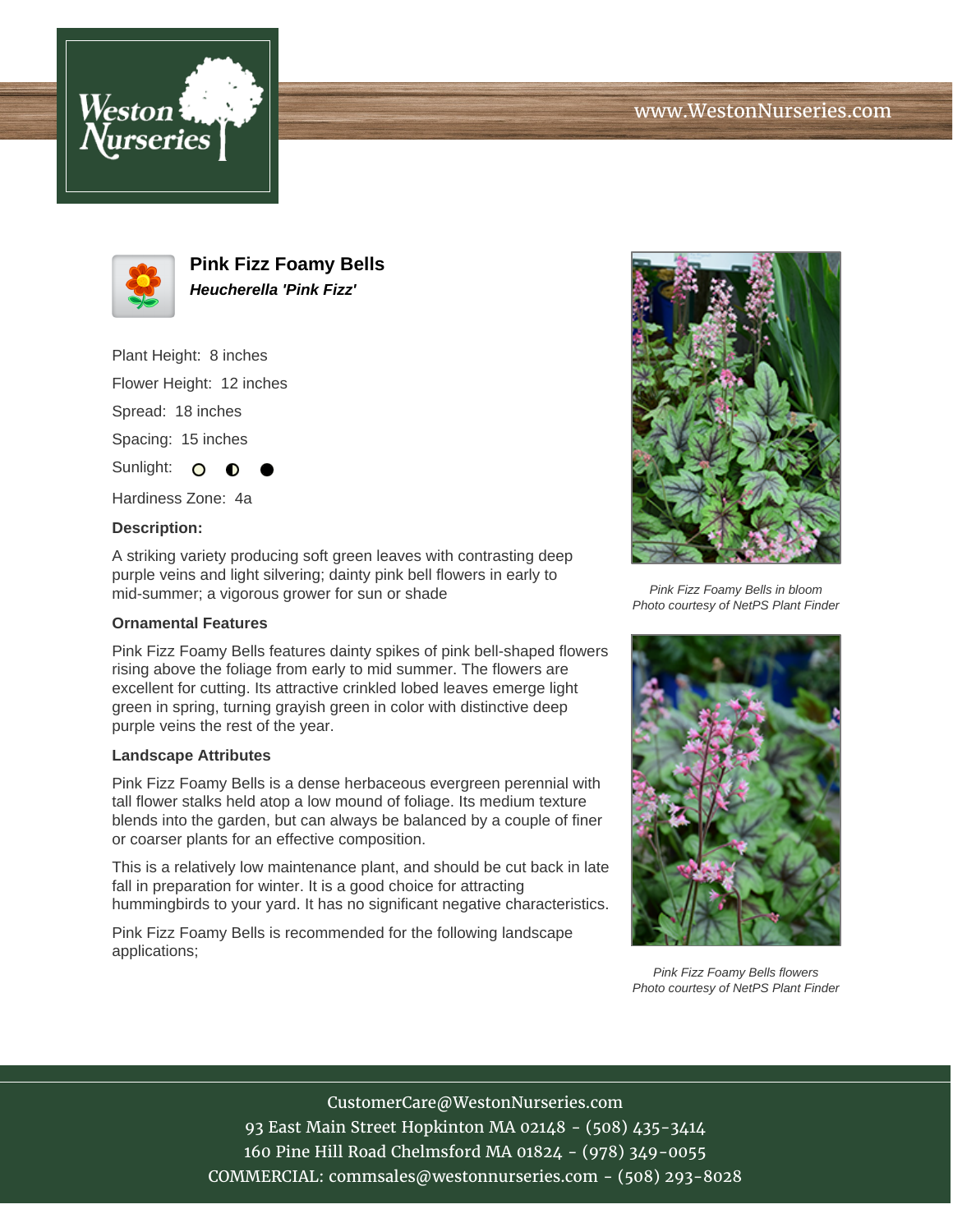# Pink Fizz Foamy Bells

***Heucherella 'Pink Fizz'***

Plant Height: 8 inches

Flower Height: 12 inches

Spread: 18 inches

Spacing: 15 inches

Sunlight: ○ ◐ ●

Hardiness Zone: 4a

**Description:**

A striking variety producing soft green leaves with contrasting deep purple veins and light silvering; dainty pink bell flowers in early to mid-summer; a vigorous grower for sun or shade

### Ornamental Features

Pink Fizz Foamy Bells features dainty spikes of pink bell-shaped flowers rising above the foliage from early to mid summer. The flowers are excellent for cutting. Its attractive crinkled lobed leaves emerge light green in spring, turning grayish green in color with distinctive deep purple veins the rest of the year.

### Landscape Attributes

Pink Fizz Foamy Bells is a dense herbaceous evergreen perennial with tall flower stalks held atop a low mound of foliage. Its medium texture blends into the garden, but can always be balanced by a couple of finer or coarser plants for an effective composition.

This is a relatively low maintenance plant, and should be cut back in late fall in preparation for winter. It is a good choice for attracting hummingbirds to your yard. It has no significant negative characteristics.

Pink Fizz Foamy Bells is recommended for the following landscape applications;

*Pink Fizz Foamy Bells in bloom*
*Photo courtesy of NetPS Plant Finder*

*Pink Fizz Foamy Bells flowers*
*Photo courtesy of NetPS Plant Finder*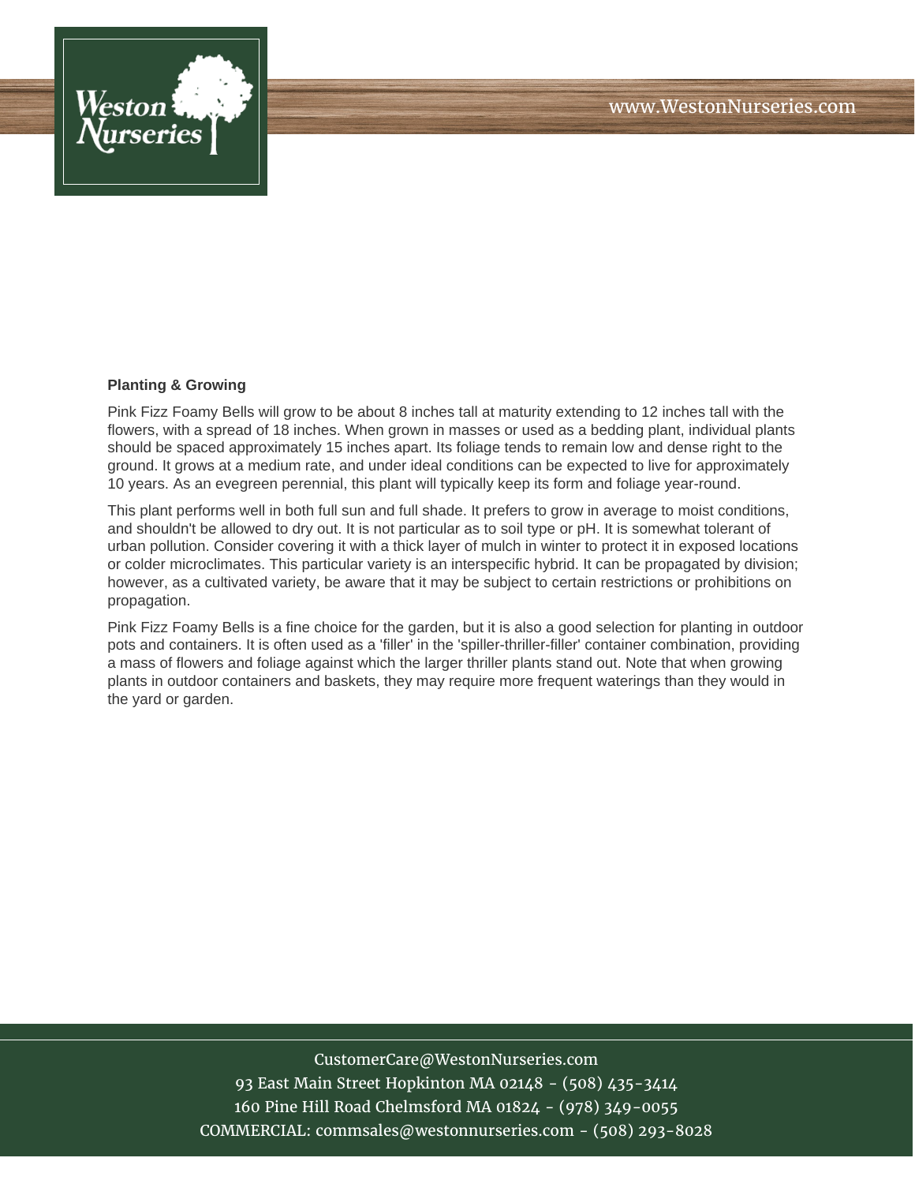## Planting & Growing

Pink Fizz Foamy Bells will grow to be about 8 inches tall at maturity extending to 12 inches tall with the flowers, with a spread of 18 inches. When grown in masses or used as a bedding plant, individual plants should be spaced approximately 15 inches apart. Its foliage tends to remain low and dense right to the ground. It grows at a medium rate, and under ideal conditions can be expected to live for approximately 10 years. As an evegreen perennial, this plant will typically keep its form and foliage year-round.

This plant performs well in both full sun and full shade. It prefers to grow in average to moist conditions, and shouldn't be allowed to dry out. It is not particular as to soil type or pH. It is somewhat tolerant of urban pollution. Consider covering it with a thick layer of mulch in winter to protect it in exposed locations or colder microclimates. This particular variety is an interspecific hybrid. It can be propagated by division; however, as a cultivated variety, be aware that it may be subject to certain restrictions or prohibitions on propagation.

Pink Fizz Foamy Bells is a fine choice for the garden, but it is also a good selection for planting in outdoor pots and containers. It is often used as a 'filler' in the 'spiller-thriller-filler' container combination, providing a mass of flowers and foliage against which the larger thriller plants stand out. Note that when growing plants in outdoor containers and baskets, they may require more frequent waterings than they would in the yard or garden.